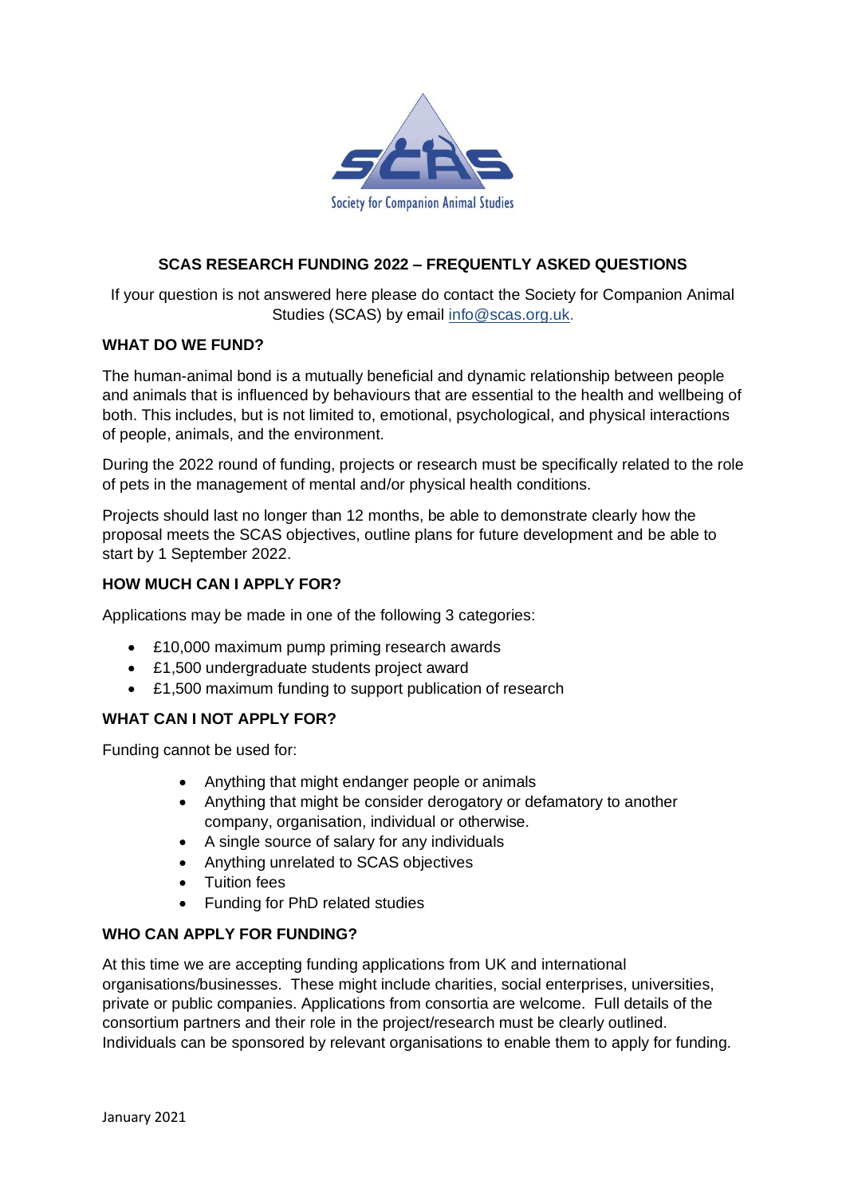# SCAS RESEARCH FUNDING 2022 – FREQUENTLY ASKED QUESTIONS

If your question is not answered here please do contact the Society for Companion Animal Studies (SCAS) by email info@scas.org.uk.

## WHAT DO WE FUND?

The human-animal bond is a mutually beneficial and dynamic relationship between people and animals that is influenced by behaviours that are essential to the health and wellbeing of both. This includes, but is not limited to, emotional, psychological, and physical interactions of people, animals, and the environment.

During the 2022 round of funding, projects or research must be specifically related to the role of pets in the management of mental and/or physical health conditions.

Projects should last no longer than 12 months, be able to demonstrate clearly how the proposal meets the SCAS objectives, outline plans for future development and be able to start by 1 September 2022.

## HOW MUCH CAN I APPLY FOR?

Applications may be made in one of the following 3 categories:

- £10,000 maximum pump priming research awards
- £1,500 undergraduate students project award
- £1,500 maximum funding to support publication of research

## WHAT CAN I NOT APPLY FOR?

Funding cannot be used for:

- Anything that might endanger people or animals
- Anything that might be consider derogatory or defamatory to another company, organisation, individual or otherwise.
- A single source of salary for any individuals
- Anything unrelated to SCAS objectives
- Tuition fees
- Funding for PhD related studies

## WHO CAN APPLY FOR FUNDING?

At this time we are accepting funding applications from UK and international organisations/businesses. These might include charities, social enterprises, universities, private or public companies. Applications from consortia are welcome. Full details of the consortium partners and their role in the project/research must be clearly outlined. Individuals can be sponsored by relevant organisations to enable them to apply for funding.

January 2021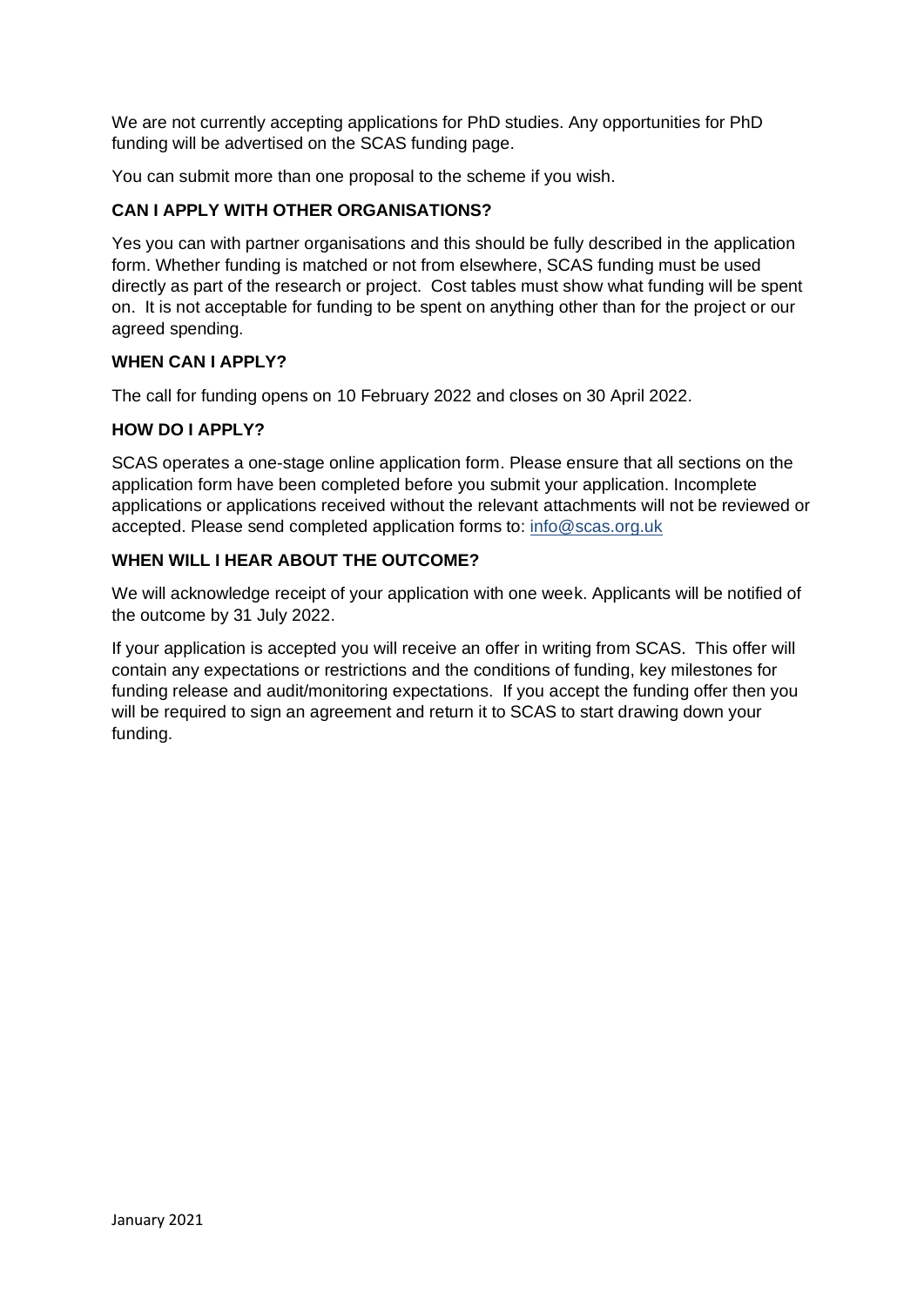We are not currently accepting applications for PhD studies. Any opportunities for PhD funding will be advertised on the SCAS funding page.

You can submit more than one proposal to the scheme if you wish.

**CAN I APPLY WITH OTHER ORGANISATIONS?**

Yes you can with partner organisations and this should be fully described in the application form. Whether funding is matched or not from elsewhere, SCAS funding must be used directly as part of the research or project. Cost tables must show what funding will be spent on. It is not acceptable for funding to be spent on anything other than for the project or our agreed spending.

**WHEN CAN I APPLY?**

The call for funding opens on 10 February 2022 and closes on 30 April 2022.

**HOW DO I APPLY?**

SCAS operates a one-stage online application form. Please ensure that all sections on the application form have been completed before you submit your application. Incomplete applications or applications received without the relevant attachments will not be reviewed or accepted. Please send completed application forms to: info@scas.org.uk

**WHEN WILL I HEAR ABOUT THE OUTCOME?**

We will acknowledge receipt of your application with one week. Applicants will be notified of the outcome by 31 July 2022.

If your application is accepted you will receive an offer in writing from SCAS. This offer will contain any expectations or restrictions and the conditions of funding, key milestones for funding release and audit/monitoring expectations. If you accept the funding offer then you will be required to sign an agreement and return it to SCAS to start drawing down your funding.

January 2021